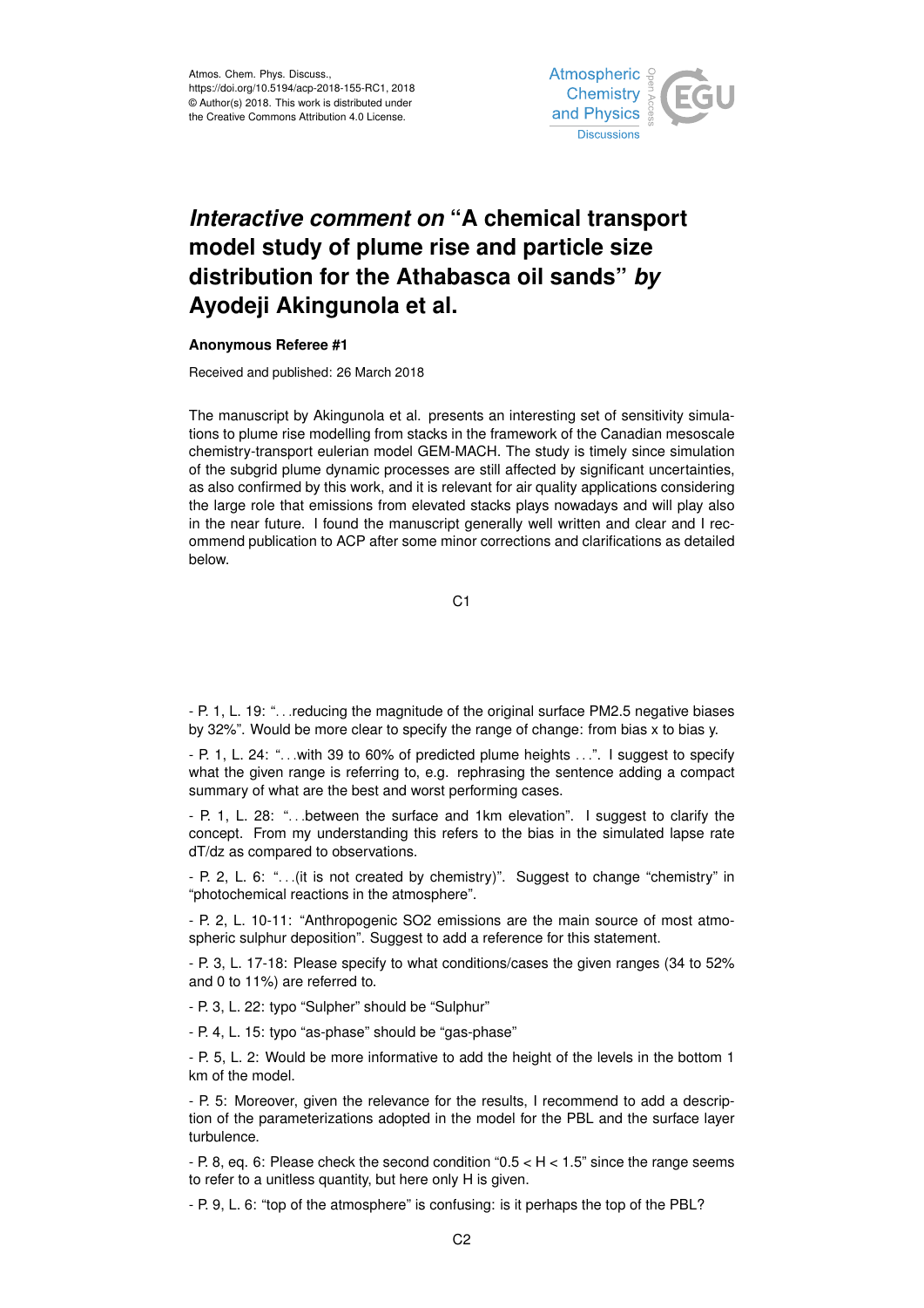Atmos. Chem. Phys. Discuss.,
https://doi.org/10.5194/acp-2018-155-RC1, 2018
© Author(s) 2018. This work is distributed under
the Creative Commons Attribution 4.0 License.

# *Interactive comment on* "A chemical transport model study of plume rise and particle size distribution for the Athabasca oil sands" *by* Ayodeji Akingunola et al.

**Anonymous Referee #1**

Received and published: 26 March 2018

The manuscript by Akingunola et al. presents an interesting set of sensitivity simulations to plume rise modelling from stacks in the framework of the Canadian mesoscale chemistry-transport eulerian model GEM-MACH. The study is timely since simulation of the subgrid plume dynamic processes are still affected by significant uncertainties, as also confirmed by this work, and it is relevant for air quality applications considering the large role that emissions from elevated stacks plays nowadays and will play also in the near future. I found the manuscript generally well written and clear and I recommend publication to ACP after some minor corrections and clarifications as detailed below.

- P. 1, L. 19: "…reducing the magnitude of the original surface PM2.5 negative biases by 32%". Would be more clear to specify the range of change: from bias x to bias y.

- P. 1, L. 24: "…with 39 to 60% of predicted plume heights …". I suggest to specify what the given range is referring to, e.g. rephrasing the sentence adding a compact summary of what are the best and worst performing cases.

- P. 1, L. 28: "…between the surface and 1km elevation". I suggest to clarify the concept. From my understanding this refers to the bias in the simulated lapse rate dT/dz as compared to observations.

- P. 2, L. 6: "…(it is not created by chemistry)". Suggest to change "chemistry" in "photochemical reactions in the atmosphere".

- P. 2, L. 10-11: "Anthropogenic SO2 emissions are the main source of most atmospheric sulphur deposition". Suggest to add a reference for this statement.

- P. 3, L. 17-18: Please specify to what conditions/cases the given ranges (34 to 52% and 0 to 11%) are referred to.

- P. 3, L. 22: typo "Sulpher" should be "Sulphur"

- P. 4, L. 15: typo "as-phase" should be "gas-phase"

- P. 5, L. 2: Would be more informative to add the height of the levels in the bottom 1 km of the model.

- P. 5: Moreover, given the relevance for the results, I recommend to add a description of the parameterizations adopted in the model for the PBL and the surface layer turbulence.

- P. 8, eq. 6: Please check the second condition "0.5 < H < 1.5" since the range seems to refer to a unitless quantity, but here only H is given.

- P. 9, L. 6: "top of the atmosphere" is confusing: is it perhaps the top of the PBL?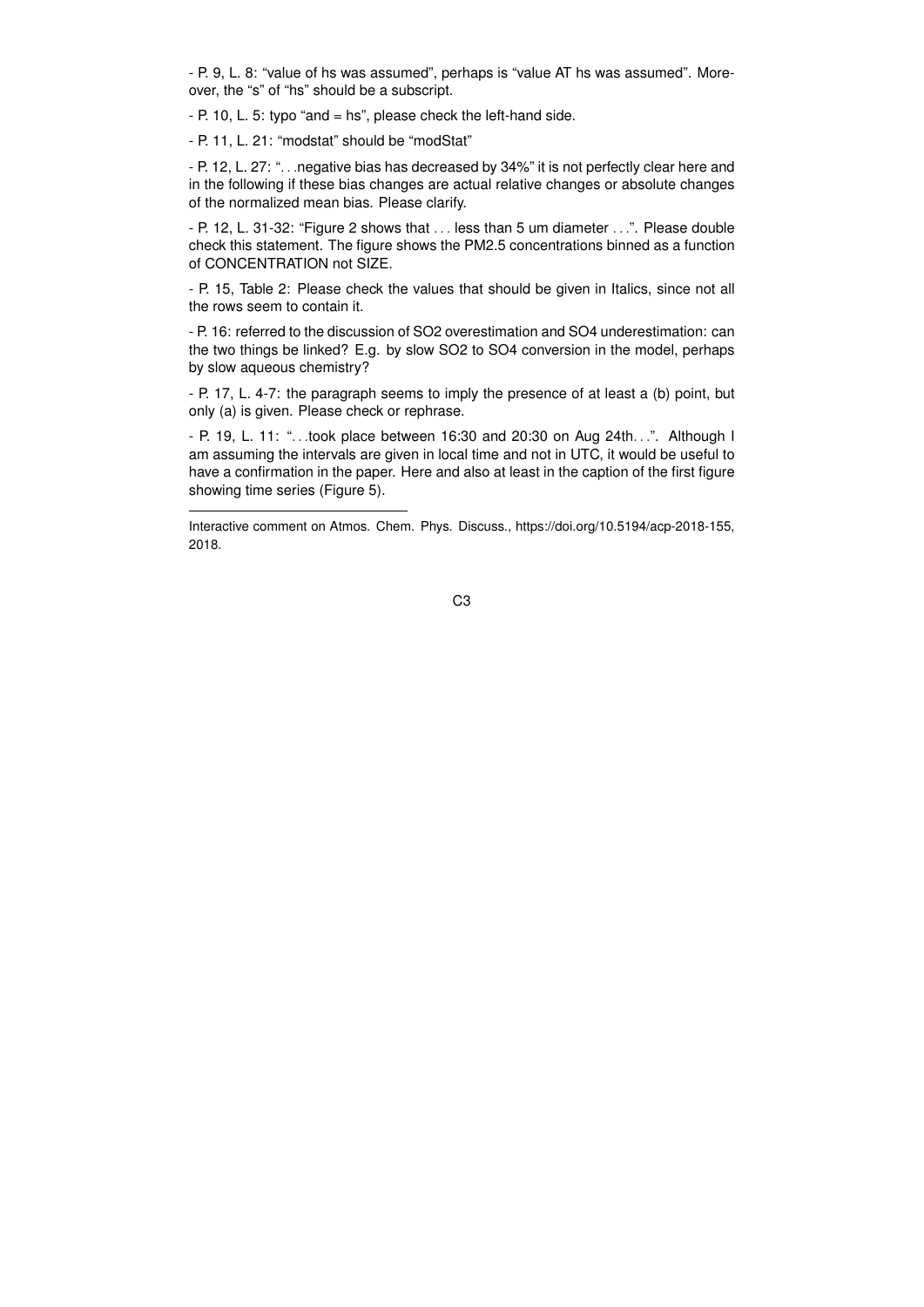- P. 9, L. 8: “value of hs was assumed”, perhaps is “value AT hs was assumed”. Moreover, the “s” of “hs” should be a subscript.

- P. 10, L. 5: typo “and = hs”, please check the left-hand side.

- P. 11, L. 21: “modstat” should be “modStat”

- P. 12, L. 27: “. . .negative bias has decreased by 34%” it is not perfectly clear here and in the following if these bias changes are actual relative changes or absolute changes of the normalized mean bias. Please clarify.

- P. 12, L. 31-32: “Figure 2 shows that . . . less than 5 um diameter . . .”. Please double check this statement. The figure shows the PM2.5 concentrations binned as a function of CONCENTRATION not SIZE.

- P. 15, Table 2: Please check the values that should be given in Italics, since not all the rows seem to contain it.

- P. 16: referred to the discussion of SO2 overestimation and SO4 underestimation: can the two things be linked? E.g. by slow SO2 to SO4 conversion in the model, perhaps by slow aqueous chemistry?

- P. 17, L. 4-7: the paragraph seems to imply the presence of at least a (b) point, but only (a) is given. Please check or rephrase.

- P. 19, L. 11: “. . .took place between 16:30 and 20:30 on Aug 24th. . .”. Although I am assuming the intervals are given in local time and not in UTC, it would be useful to have a confirmation in the paper. Here and also at least in the caption of the first figure showing time series (Figure 5).

---

Interactive comment on Atmos. Chem. Phys. Discuss., https://doi.org/10.5194/acp-2018-155, 2018.